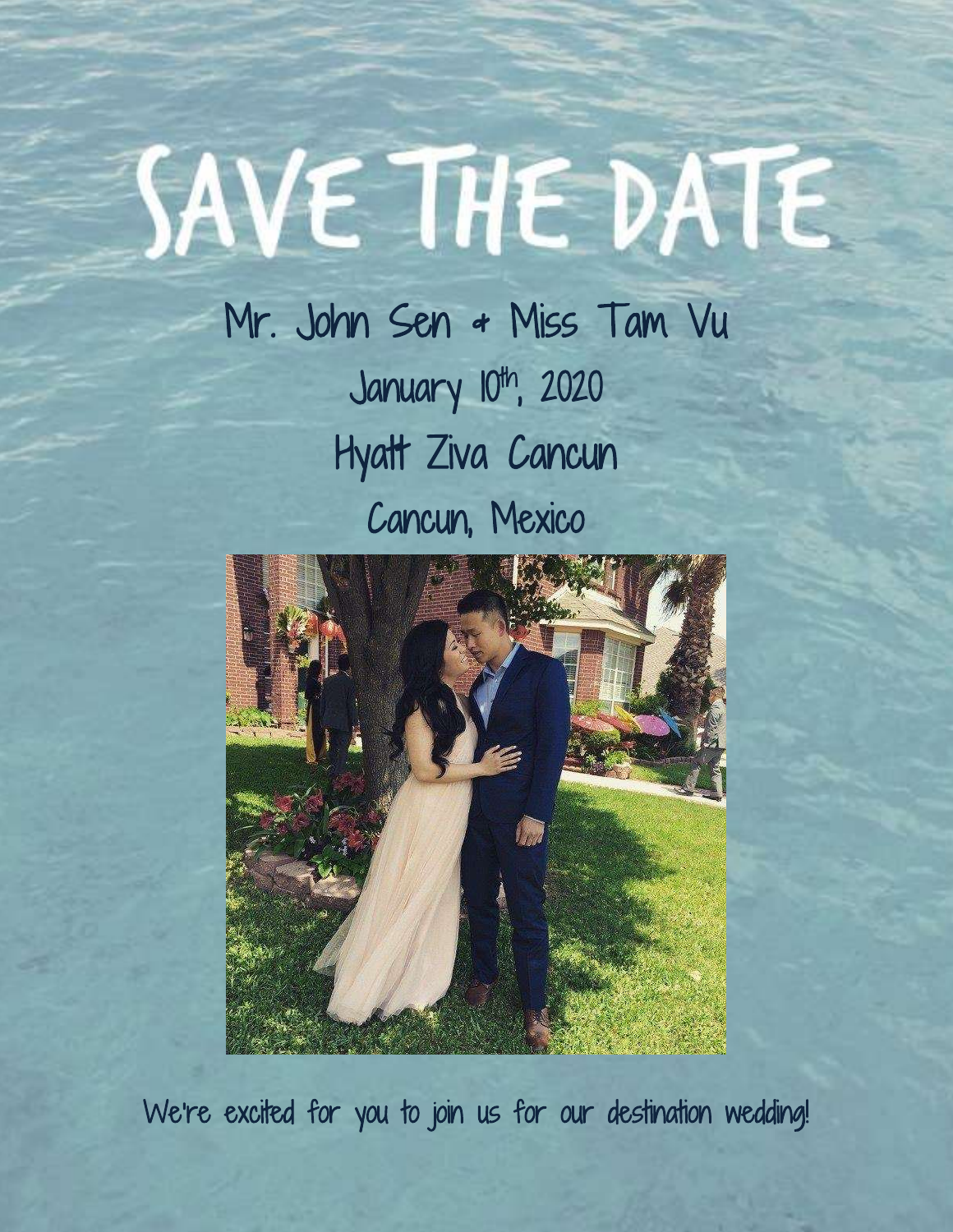# SAVE THE DATE

Mr. John Sen & Miss Tam Vu

January 10th, 2020

Hyatt Ziva Cancun

Cancun, Mexico

We're excited for you to join us for our destination wedding!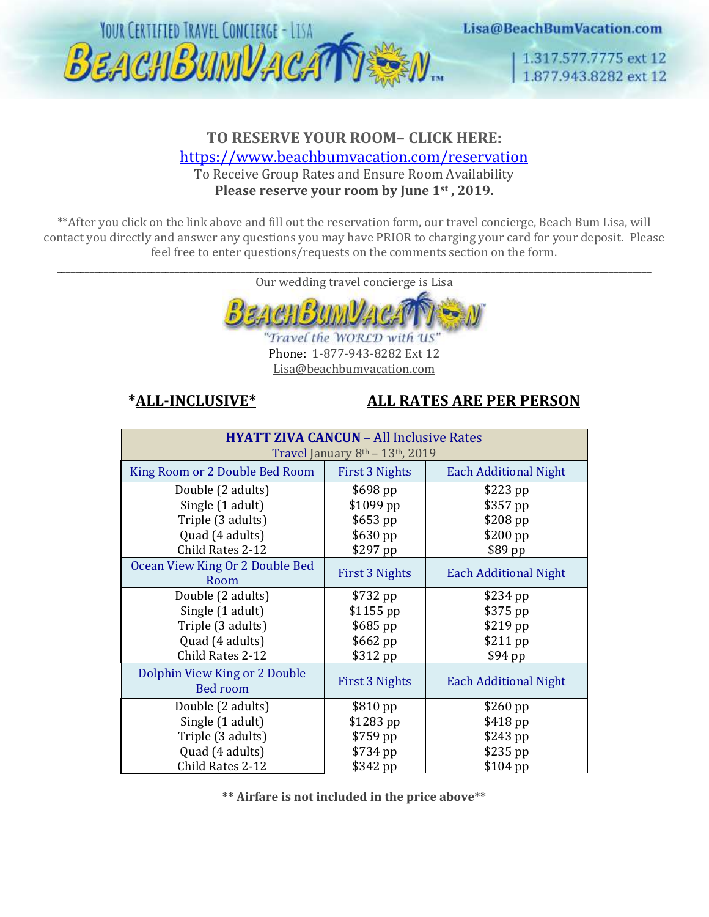YOUR CERTIFIED TRAVEL CONCIERGE - LISA

BEACHBUMVACATION™

Lisa@BeachBumVacation.com

1.317.577.7775 ext 12
1.877.943.8282 ext 12

**TO RESERVE YOUR ROOM– CLICK HERE:**
https://www.beachbumvacation.com/reservation
To Receive Group Rates and Ensure Room Availability
**Please reserve your room by June 1st , 2019.**

**After you click on the link above and fill out the reservation form, our travel concierge, Beach Bum Lisa, will contact you directly and answer any questions you may have PRIOR to charging your card for your deposit. Please feel free to enter questions/requests on the comments section on the form.

---

Our wedding travel concierge is Lisa

BEACHBUMVACATION™

"Travel the WORLD with US"

Phone: 1-877-943-8282 Ext 12
Lisa@beachbumvacation.com

**\*ALL-INCLUSIVE\*** **ALL RATES ARE PER PERSON**

| **HYATT ZIVA CANCUN** – All Inclusive Rates<br>Travel January 8th – 13th, 2019 | | |
|---|---|---|
| King Room or 2 Double Bed Room | First 3 Nights | Each Additional Night |
| Double (2 adults)<br>Single (1 adult)<br>Triple (3 adults)<br>Quad (4 adults)<br>Child Rates 2-12 | \$698 pp<br>\$1099 pp<br>\$653 pp<br>\$630 pp<br>\$297 pp | \$223 pp<br>\$357 pp<br>\$208 pp<br>\$200 pp<br>\$89 pp |
| Ocean View King Or 2 Double Bed Room | First 3 Nights | Each Additional Night |
| Double (2 adults)<br>Single (1 adult)<br>Triple (3 adults)<br>Quad (4 adults)<br>Child Rates 2-12 | \$732 pp<br>\$1155 pp<br>\$685 pp<br>\$662 pp<br>\$312 pp | \$234 pp<br>\$375 pp<br>\$219 pp<br>\$211 pp<br>\$94 pp |
| Dolphin View King or 2 Double Bed room | First 3 Nights | Each Additional Night |
| Double (2 adults)<br>Single (1 adult)<br>Triple (3 adults)<br>Quad (4 adults)<br>Child Rates 2-12 | \$810 pp<br>\$1283 pp<br>\$759 pp<br>\$734 pp<br>\$342 pp | \$260 pp<br>\$418 pp<br>\$243 pp<br>\$235 pp<br>\$104 pp |

**\*\* Airfare is not included in the price above\*\***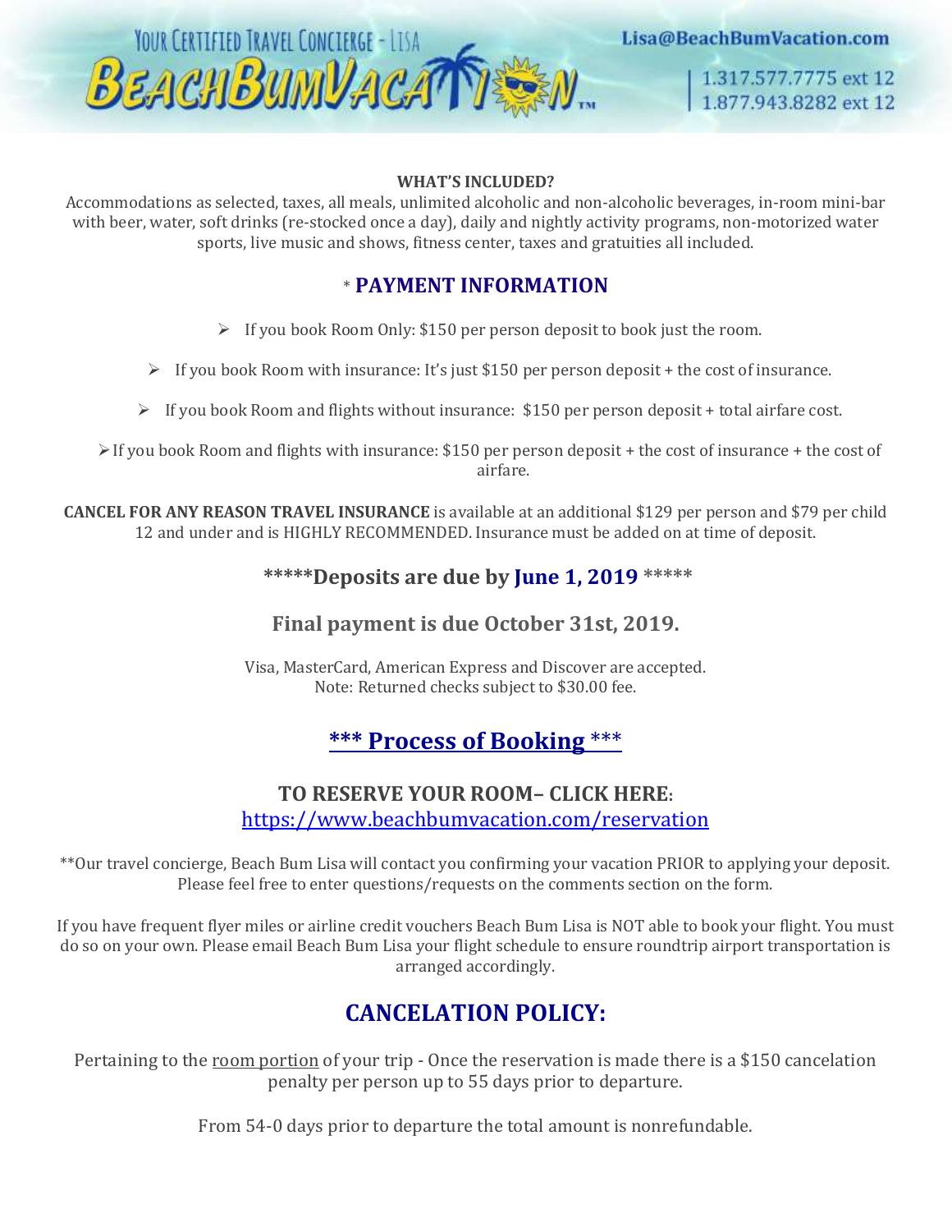**WHAT'S INCLUDED?**

Accommodations as selected, taxes, all meals, unlimited alcoholic and non-alcoholic beverages, in-room mini-bar with beer, water, soft drinks (re-stocked once a day), daily and nightly activity programs, non-motorized water sports, live music and shows, fitness center, taxes and gratuities all included.

## * PAYMENT INFORMATION

- If you book Room Only: $150 per person deposit to book just the room.
- If you book Room with insurance: It's just $150 per person deposit + the cost of insurance.
- If you book Room and flights without insurance: $150 per person deposit + total airfare cost.
- If you book Room and flights with insurance: $150 per person deposit + the cost of insurance + the cost of airfare.

**CANCEL FOR ANY REASON TRAVEL INSURANCE** is available at an additional $129 per person and $79 per child 12 and under and is HIGHLY RECOMMENDED. Insurance must be added on at time of deposit.

### *****Deposits are due by June 1, 2019 *****

### Final payment is due October 31st, 2019.

Visa, MasterCard, American Express and Discover are accepted.
Note: Returned checks subject to $30.00 fee.

## *** Process of Booking ***

### TO RESERVE YOUR ROOM– CLICK HERE:

https://www.beachbumvacation.com/reservation

**Our travel concierge, Beach Bum Lisa will contact you confirming your vacation PRIOR to applying your deposit. Please feel free to enter questions/requests on the comments section on the form.

If you have frequent flyer miles or airline credit vouchers Beach Bum Lisa is NOT able to book your flight. You must do so on your own. Please email Beach Bum Lisa your flight schedule to ensure roundtrip airport transportation is arranged accordingly.

## CANCELATION POLICY:

Pertaining to the room portion of your trip - Once the reservation is made there is a $150 cancelation penalty per person up to 55 days prior to departure.

From 54-0 days prior to departure the total amount is nonrefundable.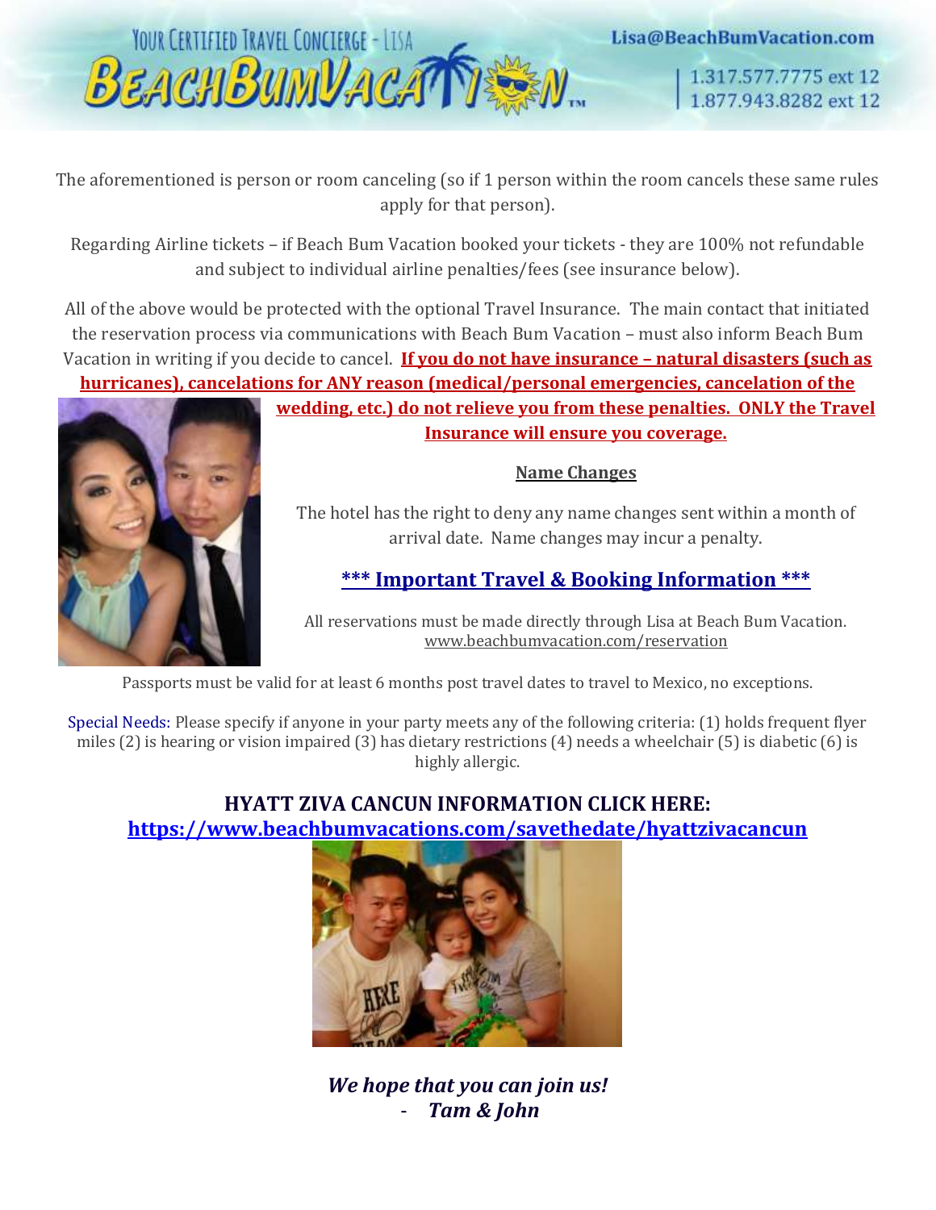The aforementioned is person or room canceling (so if 1 person within the room cancels these same rules apply for that person).

Regarding Airline tickets – if Beach Bum Vacation booked your tickets - they are 100% not refundable and subject to individual airline penalties/fees (see insurance below).

All of the above would be protected with the optional Travel Insurance. The main contact that initiated the reservation process via communications with Beach Bum Vacation – must also inform Beach Bum Vacation in writing if you decide to cancel. **If you do not have insurance – natural disasters (such as hurricanes), cancelations for ANY reason (medical/personal emergencies, cancelation of the wedding, etc.) do not relieve you from these penalties. ONLY the Travel Insurance will ensure you coverage.**

**Name Changes**

The hotel has the right to deny any name changes sent within a month of arrival date. Name changes may incur a penalty.

## \*\*\* Important Travel & Booking Information \*\*\*

All reservations must be made directly through Lisa at Beach Bum Vacation.
www.beachbumvacation.com/reservation

Passports must be valid for at least 6 months post travel dates to travel to Mexico, no exceptions.

Special Needs: Please specify if anyone in your party meets any of the following criteria: (1) holds frequent flyer miles (2) is hearing or vision impaired (3) has dietary restrictions (4) needs a wheelchair (5) is diabetic (6) is highly allergic.

**HYATT ZIVA CANCUN INFORMATION CLICK HERE:**
**https://www.beachbumvacations.com/savethedate/hyattzivacancun**

***We hope that you can join us!***
***- Tam & John***